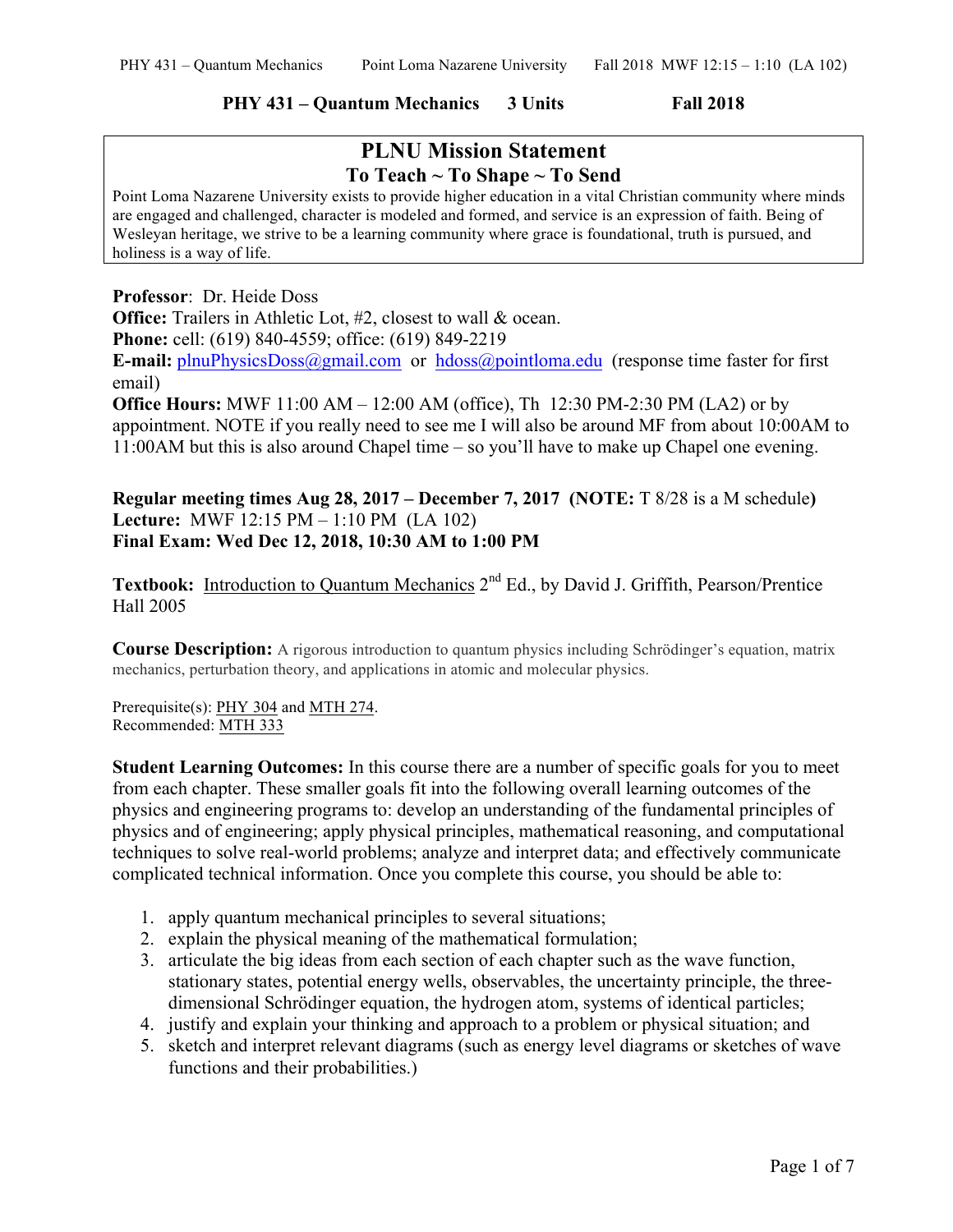# PHY 431 – Quantum Mechanics    3 Units    Fall 2018

## PLNU Mission Statement

### To Teach ~ To Shape ~ To Send

Point Loma Nazarene University exists to provide higher education in a vital Christian community where minds are engaged and challenged, character is modeled and formed, and service is an expression of faith. Being of Wesleyan heritage, we strive to be a learning community where grace is foundational, truth is pursued, and holiness is a way of life.

**Professor**: Dr. Heide Doss
**Office:** Trailers in Athletic Lot, #2, closest to wall & ocean.
**Phone:** cell: (619) 840-4559; office: (619) 849-2219
**E-mail:** plnuPhysicsDoss@gmail.com or hdoss@pointloma.edu (response time faster for first email)
**Office Hours:** MWF 11:00 AM – 12:00 AM (office), Th 12:30 PM-2:30 PM (LA2) or by appointment. NOTE if you really need to see me I will also be around MF from about 10:00AM to 11:00AM but this is also around Chapel time – so you'll have to make up Chapel one evening.

**Regular meeting times Aug 28, 2017 – December 7, 2017 (NOTE:** T 8/28 is a M schedule**)**
**Lecture:** MWF 12:15 PM – 1:10 PM (LA 102)
**Final Exam: Wed Dec 12, 2018, 10:30 AM to 1:00 PM**

**Textbook:** Introduction to Quantum Mechanics 2nd Ed., by David J. Griffith, Pearson/Prentice Hall 2005

**Course Description:** A rigorous introduction to quantum physics including Schrödinger's equation, matrix mechanics, perturbation theory, and applications in atomic and molecular physics.

Prerequisite(s): PHY 304 and MTH 274.
Recommended: MTH 333

**Student Learning Outcomes:** In this course there are a number of specific goals for you to meet from each chapter. These smaller goals fit into the following overall learning outcomes of the physics and engineering programs to: develop an understanding of the fundamental principles of physics and of engineering; apply physical principles, mathematical reasoning, and computational techniques to solve real-world problems; analyze and interpret data; and effectively communicate complicated technical information. Once you complete this course, you should be able to:

1. apply quantum mechanical principles to several situations;
2. explain the physical meaning of the mathematical formulation;
3. articulate the big ideas from each section of each chapter such as the wave function, stationary states, potential energy wells, observables, the uncertainty principle, the three-dimensional Schrödinger equation, the hydrogen atom, systems of identical particles;
4. justify and explain your thinking and approach to a problem or physical situation; and
5. sketch and interpret relevant diagrams (such as energy level diagrams or sketches of wave functions and their probabilities.)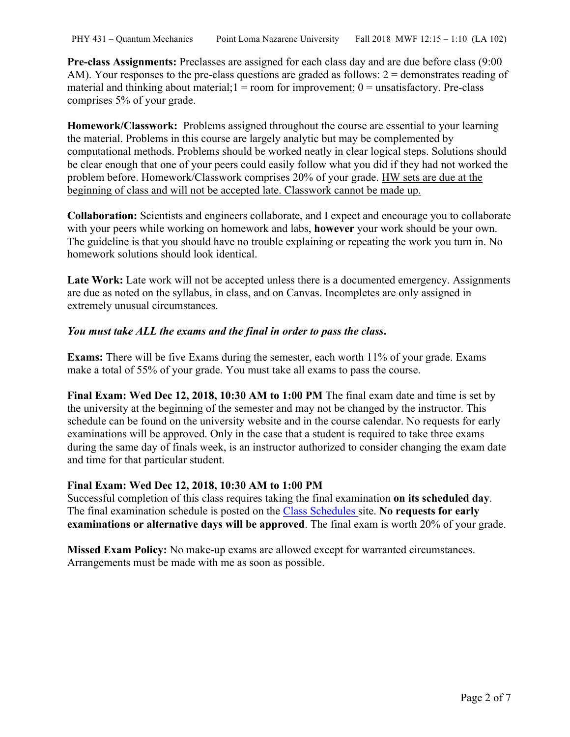**Pre-class Assignments:** Preclasses are assigned for each class day and are due before class (9:00 AM). Your responses to the pre-class questions are graded as follows: 2 = demonstrates reading of material and thinking about material;1 = room for improvement; 0 = unsatisfactory. Pre-class comprises 5% of your grade.

**Homework/Classwork:** Problems assigned throughout the course are essential to your learning the material. Problems in this course are largely analytic but may be complemented by computational methods. Problems should be worked neatly in clear logical steps. Solutions should be clear enough that one of your peers could easily follow what you did if they had not worked the problem before. Homework/Classwork comprises 20% of your grade. HW sets are due at the beginning of class and will not be accepted late. Classwork cannot be made up.

**Collaboration:** Scientists and engineers collaborate, and I expect and encourage you to collaborate with your peers while working on homework and labs, **however** your work should be your own. The guideline is that you should have no trouble explaining or repeating the work you turn in. No homework solutions should look identical.

**Late Work:** Late work will not be accepted unless there is a documented emergency. Assignments are due as noted on the syllabus, in class, and on Canvas. Incompletes are only assigned in extremely unusual circumstances.

***You must take ALL the exams and the final in order to pass the class.***

**Exams:** There will be five Exams during the semester, each worth 11% of your grade. Exams make a total of 55% of your grade. You must take all exams to pass the course.

**Final Exam: Wed Dec 12, 2018, 10:30 AM to 1:00 PM** The final exam date and time is set by the university at the beginning of the semester and may not be changed by the instructor. This schedule can be found on the university website and in the course calendar. No requests for early examinations will be approved. Only in the case that a student is required to take three exams during the same day of finals week, is an instructor authorized to consider changing the exam date and time for that particular student.

**Final Exam: Wed Dec 12, 2018, 10:30 AM to 1:00 PM**
Successful completion of this class requires taking the final examination **on its scheduled day**. The final examination schedule is posted on the Class Schedules site. **No requests for early examinations or alternative days will be approved**. The final exam is worth 20% of your grade.

**Missed Exam Policy:** No make-up exams are allowed except for warranted circumstances. Arrangements must be made with me as soon as possible.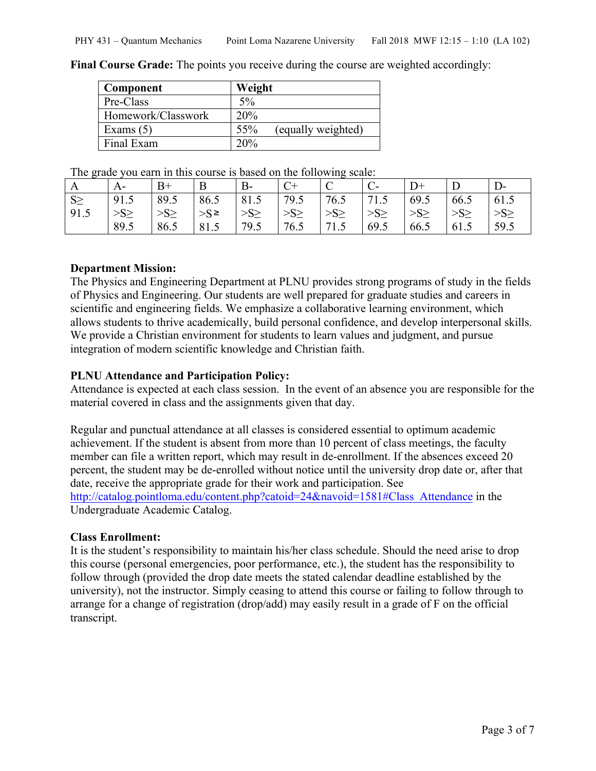**Final Course Grade:** The points you receive during the course are weighted accordingly:

| Component | Weight |
|---|---|
| Pre-Class | 5% |
| Homework/Classwork | 20% |
| Exams (5) | 55% (equally weighted) |
| Final Exam | 20% |

The grade you earn in this course is based on the following scale:

| A | A- | B+ | B | B- | C+ | C | C- | D+ | D | D- |
|---|---|---|---|---|---|---|---|---|---|---|
| S≥ 91.5 | 91.5 >S≥ 89.5 | 89.5 >S≥ 86.5 | 86.5 >S≥ 81.5 | 81.5 >S≥ 79.5 | 79.5 >S≥ 76.5 | 76.5 >S≥ 71.5 | 71.5 >S≥ 69.5 | 69.5 >S≥ 66.5 | 66.5 >S≥ 61.5 | 61.5 >S≥ 59.5 |

**Department Mission:**
The Physics and Engineering Department at PLNU provides strong programs of study in the fields of Physics and Engineering. Our students are well prepared for graduate studies and careers in scientific and engineering fields. We emphasize a collaborative learning environment, which allows students to thrive academically, build personal confidence, and develop interpersonal skills. We provide a Christian environment for students to learn values and judgment, and pursue integration of modern scientific knowledge and Christian faith.

**PLNU Attendance and Participation Policy:**
Attendance is expected at each class session. In the event of an absence you are responsible for the material covered in class and the assignments given that day.

Regular and punctual attendance at all classes is considered essential to optimum academic achievement. If the student is absent from more than 10 percent of class meetings, the faculty member can file a written report, which may result in de-enrollment. If the absences exceed 20 percent, the student may be de-enrolled without notice until the university drop date or, after that date, receive the appropriate grade for their work and participation. See http://catalog.pointloma.edu/content.php?catoid=24&navoid=1581#Class_Attendance in the Undergraduate Academic Catalog.

**Class Enrollment:**
It is the student's responsibility to maintain his/her class schedule. Should the need arise to drop this course (personal emergencies, poor performance, etc.), the student has the responsibility to follow through (provided the drop date meets the stated calendar deadline established by the university), not the instructor. Simply ceasing to attend this course or failing to follow through to arrange for a change of registration (drop/add) may easily result in a grade of F on the official transcript.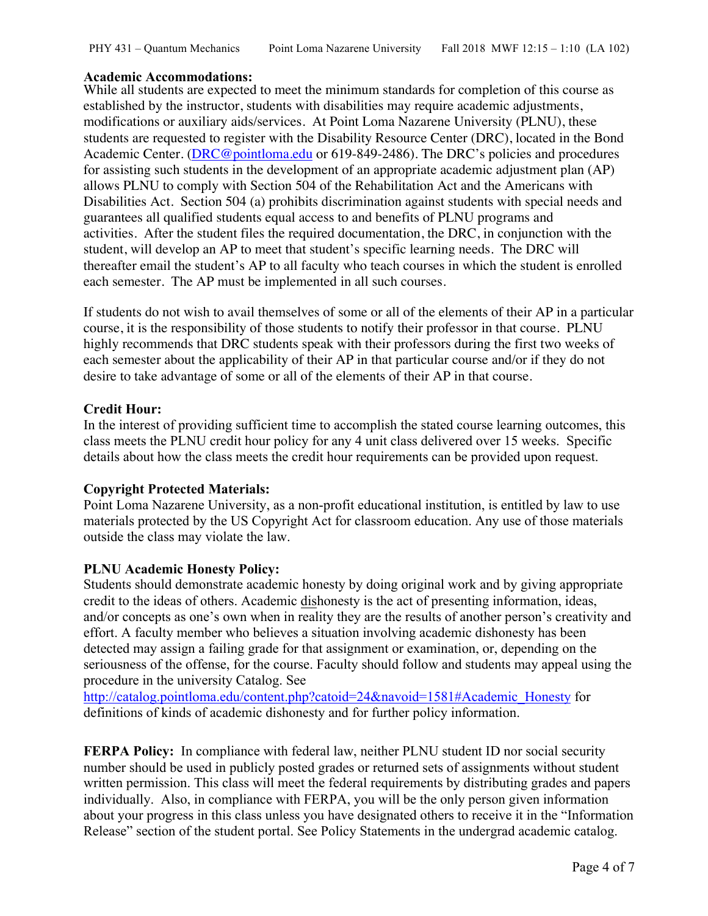**Academic Accommodations:**
While all students are expected to meet the minimum standards for completion of this course as established by the instructor, students with disabilities may require academic adjustments, modifications or auxiliary aids/services. At Point Loma Nazarene University (PLNU), these students are requested to register with the Disability Resource Center (DRC), located in the Bond Academic Center. (DRC@pointloma.edu or 619-849-2486). The DRC's policies and procedures for assisting such students in the development of an appropriate academic adjustment plan (AP) allows PLNU to comply with Section 504 of the Rehabilitation Act and the Americans with Disabilities Act. Section 504 (a) prohibits discrimination against students with special needs and guarantees all qualified students equal access to and benefits of PLNU programs and activities. After the student files the required documentation, the DRC, in conjunction with the student, will develop an AP to meet that student's specific learning needs. The DRC will thereafter email the student's AP to all faculty who teach courses in which the student is enrolled each semester. The AP must be implemented in all such courses.

If students do not wish to avail themselves of some or all of the elements of their AP in a particular course, it is the responsibility of those students to notify their professor in that course. PLNU highly recommends that DRC students speak with their professors during the first two weeks of each semester about the applicability of their AP in that particular course and/or if they do not desire to take advantage of some or all of the elements of their AP in that course.

**Credit Hour:**
In the interest of providing sufficient time to accomplish the stated course learning outcomes, this class meets the PLNU credit hour policy for any 4 unit class delivered over 15 weeks. Specific details about how the class meets the credit hour requirements can be provided upon request.

**Copyright Protected Materials:**
Point Loma Nazarene University, as a non-profit educational institution, is entitled by law to use materials protected by the US Copyright Act for classroom education. Any use of those materials outside the class may violate the law.

**PLNU Academic Honesty Policy:**
Students should demonstrate academic honesty by doing original work and by giving appropriate credit to the ideas of others. Academic dishonesty is the act of presenting information, ideas, and/or concepts as one's own when in reality they are the results of another person's creativity and effort. A faculty member who believes a situation involving academic dishonesty has been detected may assign a failing grade for that assignment or examination, or, depending on the seriousness of the offense, for the course. Faculty should follow and students may appeal using the procedure in the university Catalog. See http://catalog.pointloma.edu/content.php?catoid=24&navoid=1581#Academic_Honesty for definitions of kinds of academic dishonesty and for further policy information.

**FERPA Policy:** In compliance with federal law, neither PLNU student ID nor social security number should be used in publicly posted grades or returned sets of assignments without student written permission. This class will meet the federal requirements by distributing grades and papers individually. Also, in compliance with FERPA, you will be the only person given information about your progress in this class unless you have designated others to receive it in the "Information Release" section of the student portal. See Policy Statements in the undergrad academic catalog.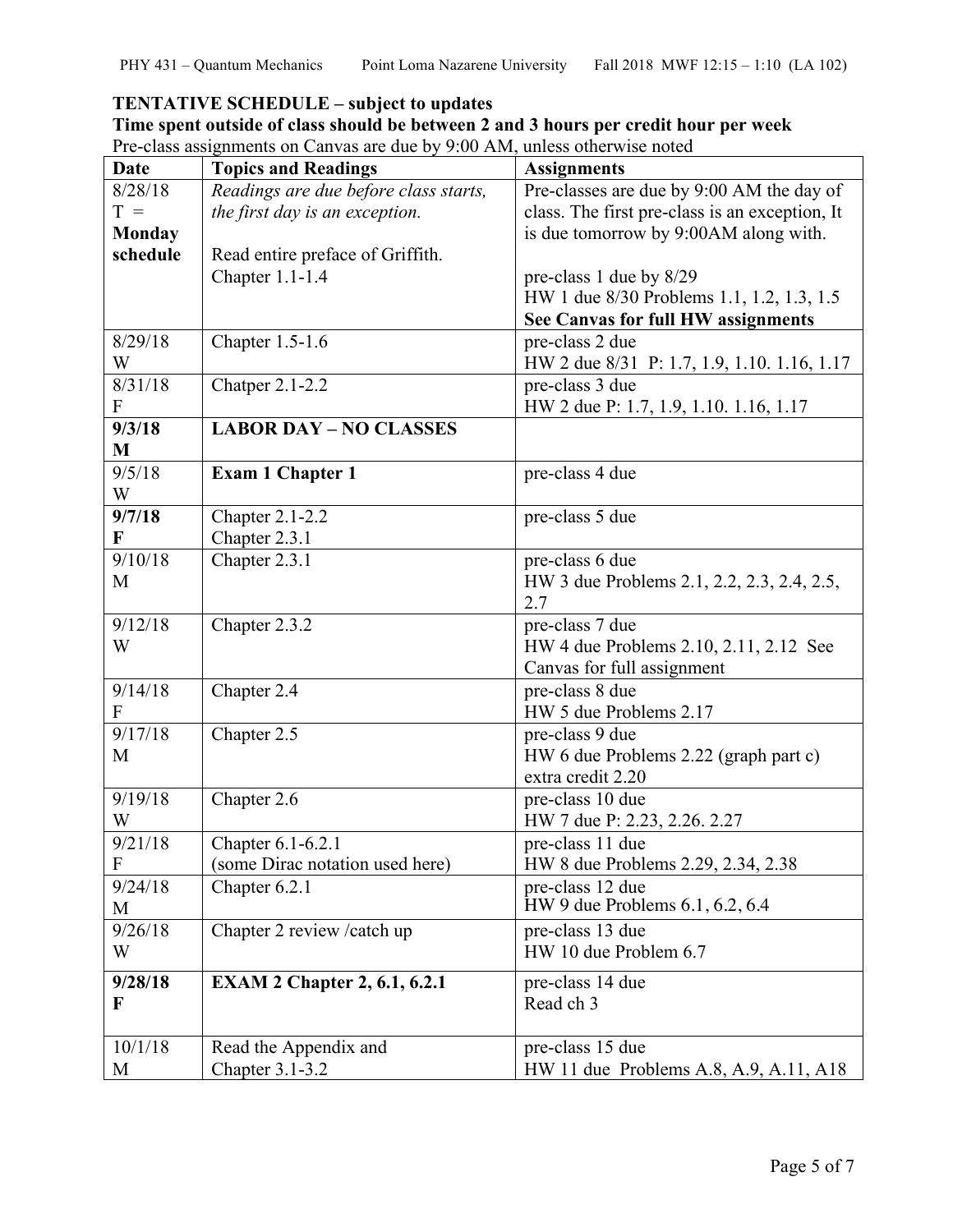**TENTATIVE SCHEDULE – subject to updates**
**Time spent outside of class should be between 2 and 3 hours per credit hour per week**
Pre-class assignments on Canvas are due by 9:00 AM, unless otherwise noted

| Date | Topics and Readings | Assignments |
|---|---|---|
| 8/28/18 T = **Monday schedule** | *Readings are due before class starts, the first day is an exception.* <br><br> Read entire preface of Griffith. Chapter 1.1-1.4 | Pre-classes are due by 9:00 AM the day of class. The first pre-class is an exception, It is due tomorrow by 9:00AM along with. <br><br> pre-class 1 due by 8/29 <br> HW 1 due 8/30 Problems 1.1, 1.2, 1.3, 1.5 <br> **See Canvas for full HW assignments** |
| 8/29/18 W | Chapter 1.5-1.6 | pre-class 2 due <br> HW 2 due 8/31 P: 1.7, 1.9, 1.10. 1.16, 1.17 |
| 8/31/18 F | Chatper 2.1-2.2 | pre-class 3 due <br> HW 2 due P: 1.7, 1.9, 1.10. 1.16, 1.17 |
| **9/3/18 M** | **LABOR DAY – NO CLASSES** | |
| 9/5/18 W | **Exam 1 Chapter 1** | pre-class 4 due |
| **9/7/18 F** | Chapter 2.1-2.2 <br> Chapter 2.3.1 | pre-class 5 due |
| 9/10/18 M | Chapter 2.3.1 | pre-class 6 due <br> HW 3 due Problems 2.1, 2.2, 2.3, 2.4, 2.5, 2.7 |
| 9/12/18 W | Chapter 2.3.2 | pre-class 7 due <br> HW 4 due Problems 2.10, 2.11, 2.12 See Canvas for full assignment |
| 9/14/18 F | Chapter 2.4 | pre-class 8 due <br> HW 5 due Problems 2.17 |
| 9/17/18 M | Chapter 2.5 | pre-class 9 due <br> HW 6 due Problems 2.22 (graph part c) extra credit 2.20 |
| 9/19/18 W | Chapter 2.6 | pre-class 10 due <br> HW 7 due P: 2.23, 2.26. 2.27 |
| 9/21/18 F | Chapter 6.1-6.2.1 <br> (some Dirac notation used here) | pre-class 11 due <br> HW 8 due Problems 2.29, 2.34, 2.38 |
| 9/24/18 M | Chapter 6.2.1 | pre-class 12 due <br> HW 9 due Problems 6.1, 6.2, 6.4 |
| 9/26/18 W | Chapter 2 review /catch up | pre-class 13 due <br> HW 10 due Problem 6.7 |
| **9/28/18 F** | **EXAM 2 Chapter 2, 6.1, 6.2.1** | pre-class 14 due <br> Read ch 3 |
| 10/1/18 M | Read the Appendix and <br> Chapter 3.1-3.2 | pre-class 15 due <br> HW 11 due Problems A.8, A.9, A.11, A18 |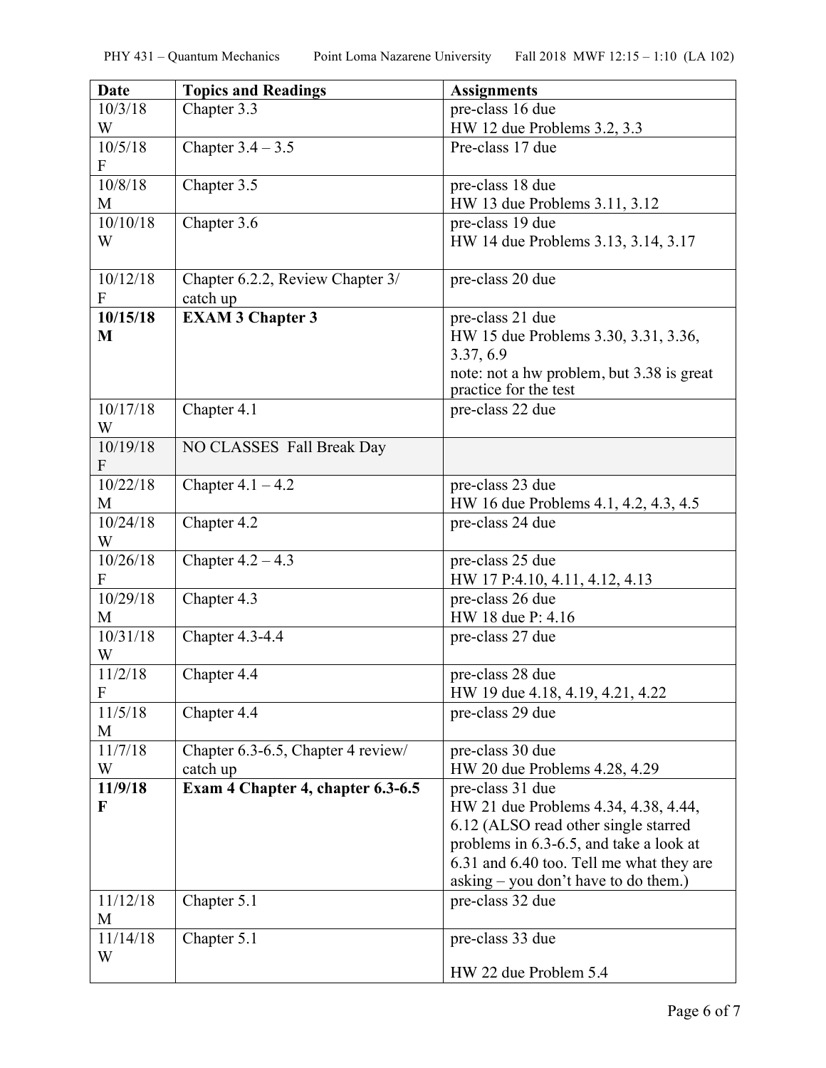| Date | Topics and Readings | Assignments |
|---|---|---|
| 10/3/18 W | Chapter 3.3 | pre-class 16 due<br>HW 12 due Problems 3.2, 3.3 |
| 10/5/18 F | Chapter 3.4 – 3.5 | Pre-class 17 due |
| 10/8/18 M | Chapter 3.5 | pre-class 18 due<br>HW 13 due Problems 3.11, 3.12 |
| 10/10/18 W | Chapter 3.6 | pre-class 19 due<br>HW 14 due Problems 3.13, 3.14, 3.17 |
| 10/12/18 F | Chapter 6.2.2, Review Chapter 3/ catch up | pre-class 20 due |
| **10/15/18 M** | **EXAM 3 Chapter 3** | pre-class 21 due<br>HW 15 due Problems 3.30, 3.31, 3.36, 3.37, 6.9<br>note: not a hw problem, but 3.38 is great practice for the test |
| 10/17/18 W | Chapter 4.1 | pre-class 22 due |
| 10/19/18 F | NO CLASSES Fall Break Day | |
| 10/22/18 M | Chapter 4.1 – 4.2 | pre-class 23 due<br>HW 16 due Problems 4.1, 4.2, 4.3, 4.5 |
| 10/24/18 W | Chapter 4.2 | pre-class 24 due |
| 10/26/18 F | Chapter 4.2 – 4.3 | pre-class 25 due<br>HW 17 P:4.10, 4.11, 4.12, 4.13 |
| 10/29/18 M | Chapter 4.3 | pre-class 26 due<br>HW 18 due P: 4.16 |
| 10/31/18 W | Chapter 4.3-4.4 | pre-class 27 due |
| 11/2/18 F | Chapter 4.4 | pre-class 28 due<br>HW 19 due 4.18, 4.19, 4.21, 4.22 |
| 11/5/18 M | Chapter 4.4 | pre-class 29 due |
| 11/7/18 W | Chapter 6.3-6.5, Chapter 4 review/ catch up | pre-class 30 due<br>HW 20 due Problems 4.28, 4.29 |
| **11/9/18 F** | **Exam 4 Chapter 4, chapter 6.3-6.5** | pre-class 31 due<br>HW 21 due Problems 4.34, 4.38, 4.44, 6.12 (ALSO read other single starred problems in 6.3-6.5, and take a look at 6.31 and 6.40 too. Tell me what they are asking – you don't have to do them.) |
| 11/12/18 M | Chapter 5.1 | pre-class 32 due |
| 11/14/18 W | Chapter 5.1 | pre-class 33 due<br><br>HW 22 due Problem 5.4 |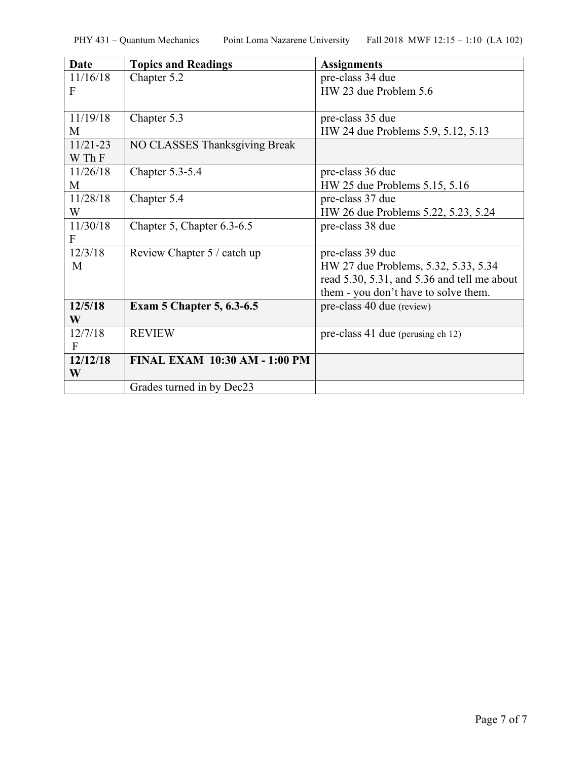| Date | Topics and Readings | Assignments |
|---|---|---|
| 11/16/18 F | Chapter 5.2 | pre-class 34 due<br>HW 23 due Problem 5.6 |
| 11/19/18 M | Chapter 5.3 | pre-class 35 due<br>HW 24 due Problems 5.9, 5.12, 5.13 |
| 11/21-23 W Th F | NO CLASSES Thanksgiving Break | |
| 11/26/18 M | Chapter 5.3-5.4 | pre-class 36 due<br>HW 25 due Problems 5.15, 5.16 |
| 11/28/18 W | Chapter 5.4 | pre-class 37 due<br>HW 26 due Problems 5.22, 5.23, 5.24 |
| 11/30/18 F | Chapter 5, Chapter 6.3-6.5 | pre-class 38 due |
| 12/3/18 M | Review Chapter 5 / catch up | pre-class 39 due<br>HW 27 due Problems, 5.32, 5.33, 5.34<br>read 5.30, 5.31, and 5.36 and tell me about them - you don't have to solve them. |
| **12/5/18 W** | **Exam 5 Chapter 5, 6.3-6.5** | pre-class 40 due (review) |
| 12/7/18 F | REVIEW | pre-class 41 due (perusing ch 12) |
| **12/12/18 W** | **FINAL EXAM 10:30 AM - 1:00 PM** | |
| | Grades turned in by Dec23 | |